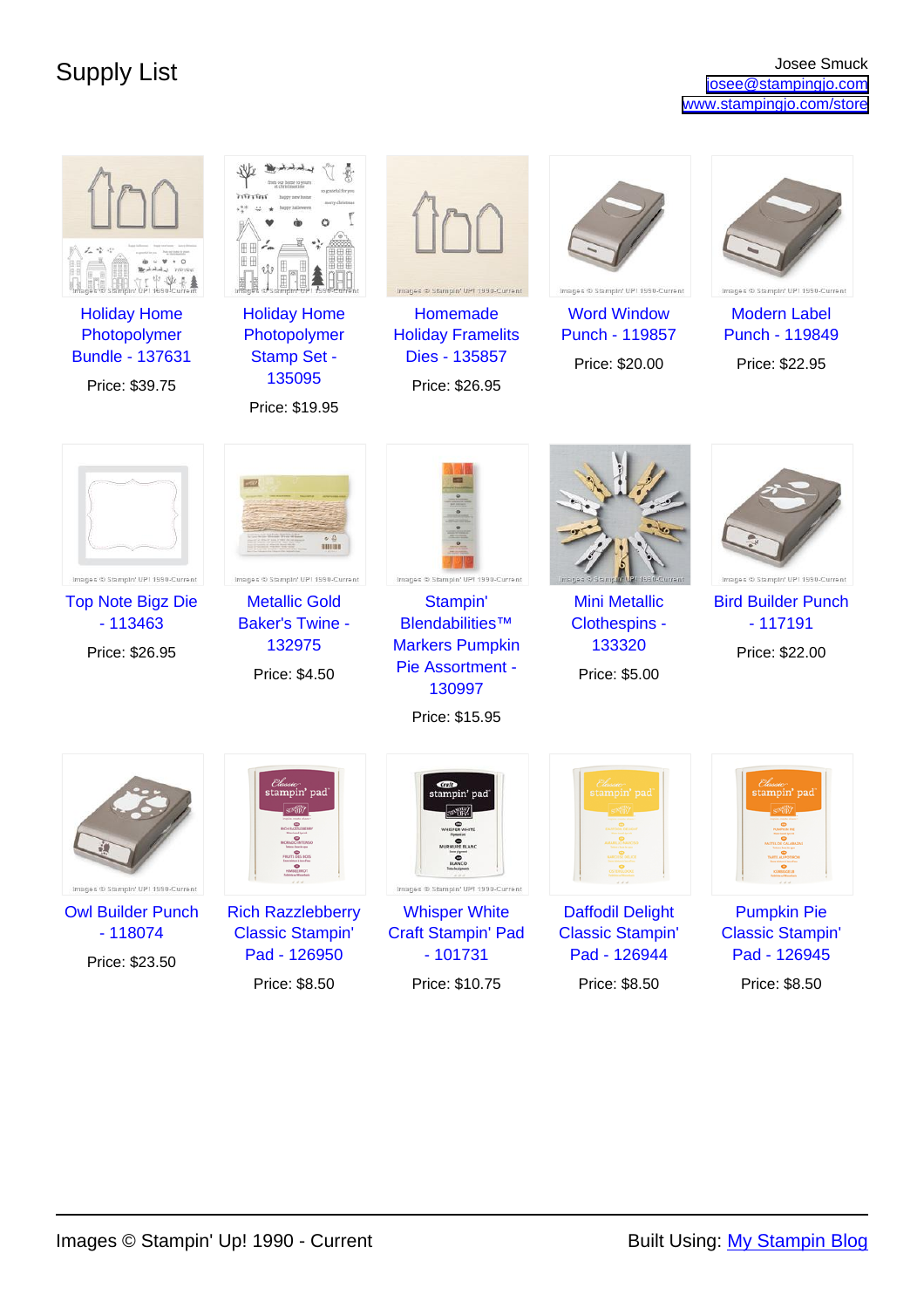# Supply List

Josee Smuck
josee@stampingjo.com
www.stampingjo.com/store

| | | | | |
|---|---|---|---|---|
| Holiday Home Photopolymer Bundle - 137631<br>Price: $39.75 | Holiday Home Photopolymer Stamp Set - 135095<br>Price: $19.95 | Homemade Holiday Framelits Dies - 135857<br>Price: $26.95 | Word Window Punch - 119857<br>Price: $20.00 | Modern Label Punch - 119849<br>Price: $22.95 |
| Top Note Bigz Die - 113463<br>Price: $26.95 | Metallic Gold Baker's Twine - 132975<br>Price: $4.50 | Stampin' Blendabilities™ Markers Pumpkin Pie Assortment - 130997<br>Price: $15.95 | Mini Metallic Clothespins - 133320<br>Price: $5.00 | Bird Builder Punch - 117191<br>Price: $22.00 |
| Owl Builder Punch - 118074<br>Price: $23.50 | Rich Razzleberry Classic Stampin' Pad - 126950<br>Price: $8.50 | Whisper White Craft Stampin' Pad - 101731<br>Price: $10.75 | Daffodil Delight Classic Stampin' Pad - 126944<br>Price: $8.50 | Pumpkin Pie Classic Stampin' Pad - 126945<br>Price: $8.50 |

Images © Stampin' Up! 1990 - Current

Built Using: My Stampin Blog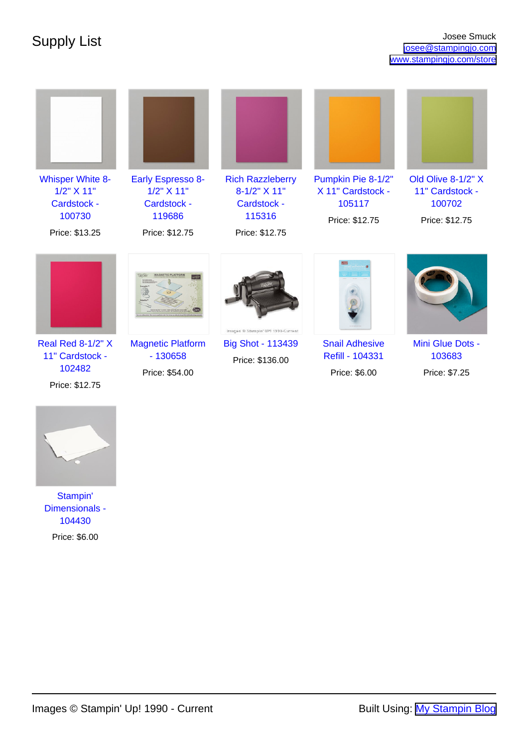# Supply List

Josee Smuck
josee@stampingjo.com
www.stampingjo.com/store

Whisper White 8-1/2" X 11" Cardstock - 100730
Price: $13.25

Early Espresso 8-1/2" X 11" Cardstock - 119686
Price: $12.75

Rich Razzleberry 8-1/2" X 11" Cardstock - 115316
Price: $12.75

Pumpkin Pie 8-1/2" X 11" Cardstock - 105117
Price: $12.75

Old Olive 8-1/2" X 11" Cardstock - 100702
Price: $12.75

Real Red 8-1/2" X 11" Cardstock - 102482
Price: $12.75

Magnetic Platform - 130658
Price: $54.00

Big Shot - 113439
Price: $136.00

Snail Adhesive Refill - 104331
Price: $6.00

Mini Glue Dots - 103683
Price: $7.25

Stampin' Dimensionals - 104430
Price: $6.00

Images © Stampin' Up! 1990 - Current

Built Using: My Stampin Blog